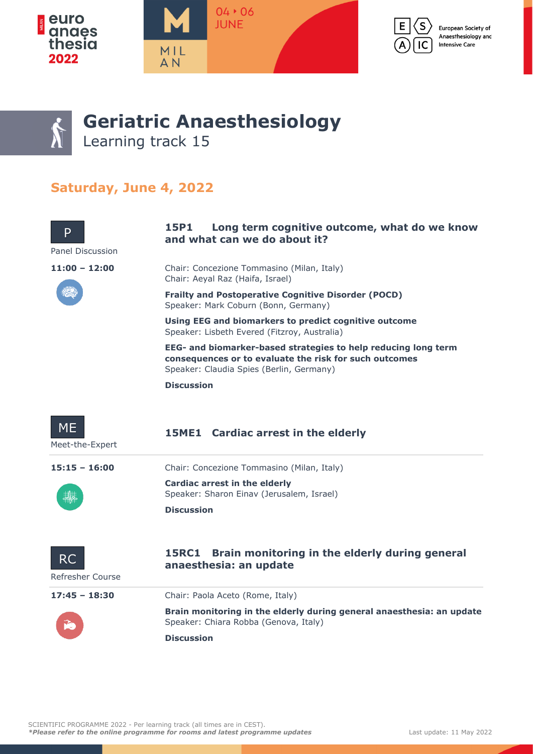# Geriatric Anaesthesiology

Learning track 15

## Saturday, June 4, 2022

**P**

Panel Discussion

**11:00 – 12:00**

### 15P1 Long term cognitive outcome, what do we know and what can we do about it?

Chair: Concezione Tommasino (Milan, Italy)
Chair: Aeyal Raz (Haifa, Israel)

**Frailty and Postoperative Cognitive Disorder (POCD)**
Speaker: Mark Coburn (Bonn, Germany)

**Using EEG and biomarkers to predict cognitive outcome**
Speaker: Lisbeth Evered (Fitzroy, Australia)

**EEG- and biomarker-based strategies to help reducing long term consequences or to evaluate the risk for such outcomes**
Speaker: Claudia Spies (Berlin, Germany)

**Discussion**

**ME**

Meet-the-Expert

**15:15 – 16:00**

### 15ME1 Cardiac arrest in the elderly

Chair: Concezione Tommasino (Milan, Italy)

**Cardiac arrest in the elderly**
Speaker: Sharon Einav (Jerusalem, Israel)

**Discussion**

**RC**

Refresher Course

**17:45 – 18:30**

### 15RC1 Brain monitoring in the elderly during general anaesthesia: an update

Chair: Paola Aceto (Rome, Italy)

**Brain monitoring in the elderly during general anaesthesia: an update**
Speaker: Chiara Robba (Genova, Italy)

**Discussion**

SCIENTIFIC PROGRAMME 2022 - Per learning track (all times are in CEST).
***Please refer to the online programme for rooms and latest programme updates***

Last update: 11 May 2022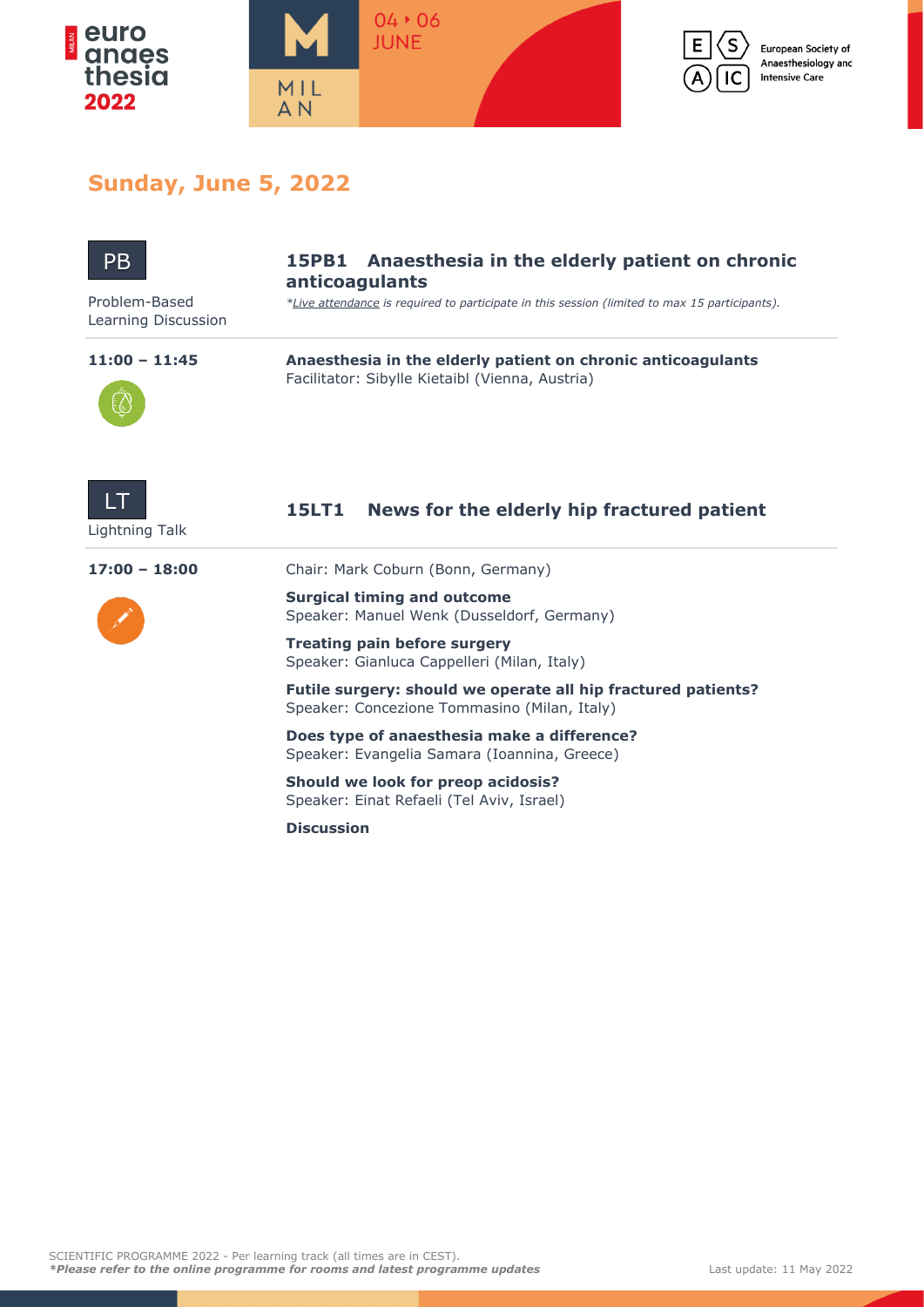## Sunday, June 5, 2022

**PB**

Problem-Based Learning Discussion

### 15PB1 Anaesthesia in the elderly patient on chronic anticoagulants

*\*Live attendance is required to participate in this session (limited to max 15 participants).*

**11:00 – 11:45**

**Anaesthesia in the elderly patient on chronic anticoagulants**
Facilitator: Sibylle Kietaibl (Vienna, Austria)

**LT**

Lightning Talk

### 15LT1 News for the elderly hip fractured patient

**17:00 – 18:00**

Chair: Mark Coburn (Bonn, Germany)

**Surgical timing and outcome**
Speaker: Manuel Wenk (Dusseldorf, Germany)

**Treating pain before surgery**
Speaker: Gianluca Cappelleri (Milan, Italy)

**Futile surgery: should we operate all hip fractured patients?**
Speaker: Concezione Tommasino (Milan, Italy)

**Does type of anaesthesia make a difference?**
Speaker: Evangelia Samara (Ioannina, Greece)

**Should we look for preop acidosis?**
Speaker: Einat Refaeli (Tel Aviv, Israel)

**Discussion**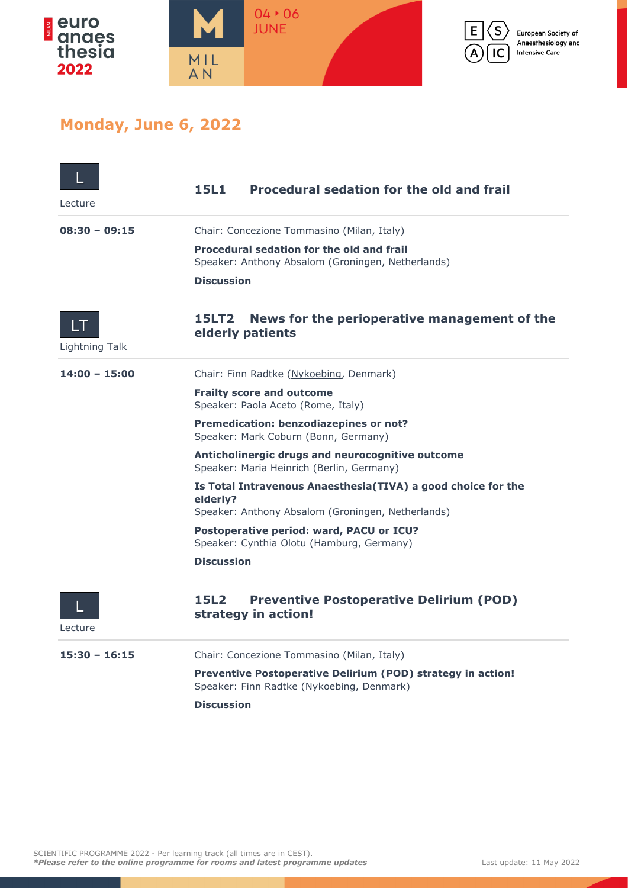## Monday, June 6, 2022

**L**
Lecture

### 15L1 Procedural sedation for the old and frail

**08:30 – 09:15**

Chair: Concezione Tommasino (Milan, Italy)

**Procedural sedation for the old and frail**
Speaker: Anthony Absalom (Groningen, Netherlands)

**Discussion**

**LT**
Lightning Talk

### 15LT2 News for the perioperative management of the elderly patients

**14:00 – 15:00**

Chair: Finn Radtke (Nykoebing, Denmark)

**Frailty score and outcome**
Speaker: Paola Aceto (Rome, Italy)

**Premedication: benzodiazepines or not?**
Speaker: Mark Coburn (Bonn, Germany)

**Anticholinergic drugs and neurocognitive outcome**
Speaker: Maria Heinrich (Berlin, Germany)

**Is Total Intravenous Anaesthesia(TIVA) a good choice for the elderly?**
Speaker: Anthony Absalom (Groningen, Netherlands)

**Postoperative period: ward, PACU or ICU?**
Speaker: Cynthia Olotu (Hamburg, Germany)

**Discussion**

**L**
Lecture

### 15L2 Preventive Postoperative Delirium (POD) strategy in action!

**15:30 – 16:15**

Chair: Concezione Tommasino (Milan, Italy)

**Preventive Postoperative Delirium (POD) strategy in action!**
Speaker: Finn Radtke (Nykoebing, Denmark)

**Discussion**